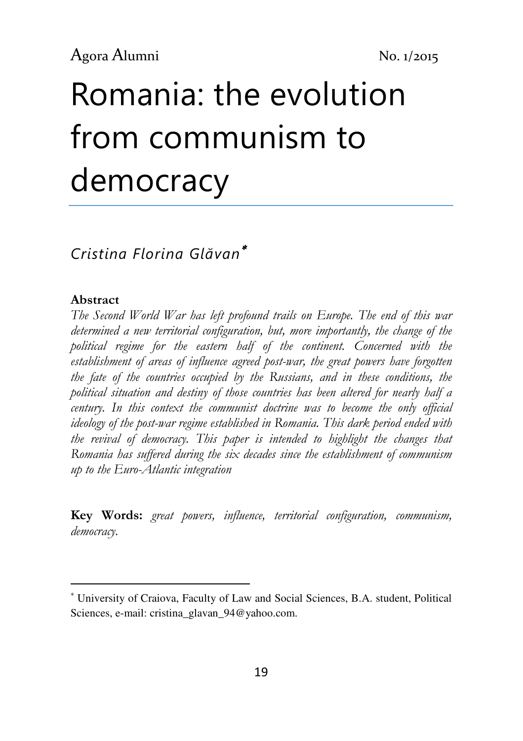# Romania: the evolution from communism to democracy

*Cristina Florina Glăvan*[*]

**Abstract**

*The Second World War has left profound trails on Europe. The end of this war determined a new territorial configuration, but, more importantly, the change of the political regime for the eastern half of the continent. Concerned with the establishment of areas of influence agreed post-war, the great powers have forgotten the fate of the countries occupied by the Russians, and in these conditions, the political situation and destiny of those countries has been altered for nearly half a century. In this context the communist doctrine was to become the only official ideology of the post-war regime established in Romania. This dark period ended with the revival of democracy. This paper is intended to highlight the changes that Romania has suffered during the six decades since the establishment of communism up to the Euro-Atlantic integration*

**Key Words:** *great powers, influence, territorial configuration, communism, democracy.*

---

[*] University of Craiova, Faculty of Law and Social Sciences, B.A. student, Political Sciences, e-mail: cristina_glavan_94@yahoo.com.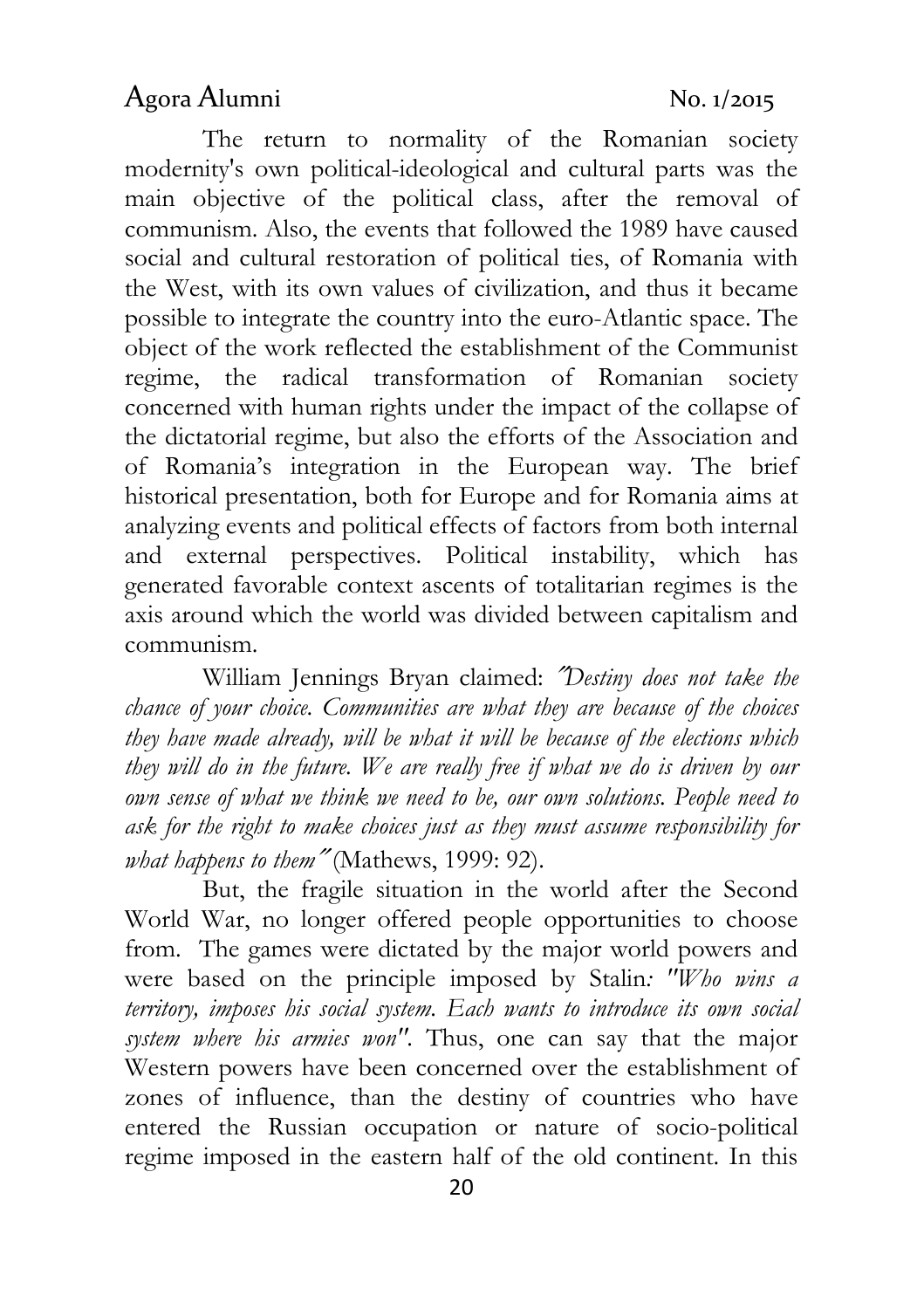The return to normality of the Romanian society modernity's own political-ideological and cultural parts was the main objective of the political class, after the removal of communism. Also, the events that followed the 1989 have caused social and cultural restoration of political ties, of Romania with the West, with its own values of civilization, and thus it became possible to integrate the country into the euro-Atlantic space. The object of the work reflected the establishment of the Communist regime, the radical transformation of Romanian society concerned with human rights under the impact of the collapse of the dictatorial regime, but also the efforts of the Association and of Romania's integration in the European way. The brief historical presentation, both for Europe and for Romania aims at analyzing events and political effects of factors from both internal and external perspectives. Political instability, which has generated favorable context ascents of totalitarian regimes is the axis around which the world was divided between capitalism and communism.

William Jennings Bryan claimed: *"Destiny does not take the chance of your choice. Communities are what they are because of the choices they have made already, will be what it will be because of the elections which they will do in the future. We are really free if what we do is driven by our own sense of what we think we need to be, our own solutions. People need to ask for the right to make choices just as they must assume responsibility for what happens to them"* (Mathews, 1999: 92).

But, the fragile situation in the world after the Second World War, no longer offered people opportunities to choose from. The games were dictated by the major world powers and were based on the principle imposed by Stalin*: "Who wins a territory, imposes his social system. Each wants to introduce its own social system where his armies won"*. Thus, one can say that the major Western powers have been concerned over the establishment of zones of influence, than the destiny of countries who have entered the Russian occupation or nature of socio-political regime imposed in the eastern half of the old continent. In this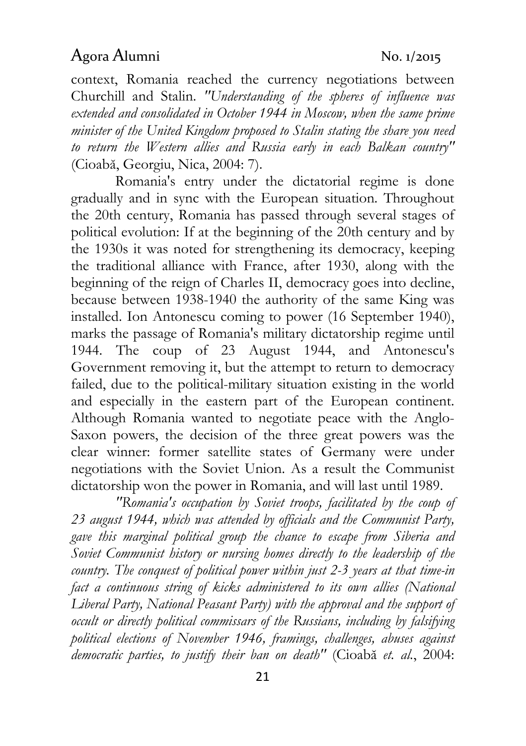context, Romania reached the currency negotiations between Churchill and Stalin. *"Understanding of the spheres of influence was extended and consolidated in October 1944 in Moscow, when the same prime minister of the United Kingdom proposed to Stalin stating the share you need to return the Western allies and Russia early in each Balkan country"* (Cioabă, Georgiu, Nica, 2004: 7).

Romania's entry under the dictatorial regime is done gradually and in sync with the European situation. Throughout the 20th century, Romania has passed through several stages of political evolution: If at the beginning of the 20th century and by the 1930s it was noted for strengthening its democracy, keeping the traditional alliance with France, after 1930, along with the beginning of the reign of Charles II, democracy goes into decline, because between 1938-1940 the authority of the same King was installed. Ion Antonescu coming to power (16 September 1940), marks the passage of Romania's military dictatorship regime until 1944. The coup of 23 August 1944, and Antonescu's Government removing it, but the attempt to return to democracy failed, due to the political-military situation existing in the world and especially in the eastern part of the European continent. Although Romania wanted to negotiate peace with the Anglo-Saxon powers, the decision of the three great powers was the clear winner: former satellite states of Germany were under negotiations with the Soviet Union. As a result the Communist dictatorship won the power in Romania, and will last until 1989.

*"Romania's occupation by Soviet troops, facilitated by the coup of 23 august 1944, which was attended by officials and the Communist Party, gave this marginal political group the chance to escape from Siberia and Soviet Communist history or nursing homes directly to the leadership of the country. The conquest of political power within just 2-3 years at that time-in fact a continuous string of kicks administered to its own allies (National Liberal Party, National Peasant Party) with the approval and the support of occult or directly political commissars of the Russians, including by falsifying political elections of November 1946, framings, challenges, abuses against democratic parties, to justify their ban on death"* (Cioabă *et. al.*, 2004: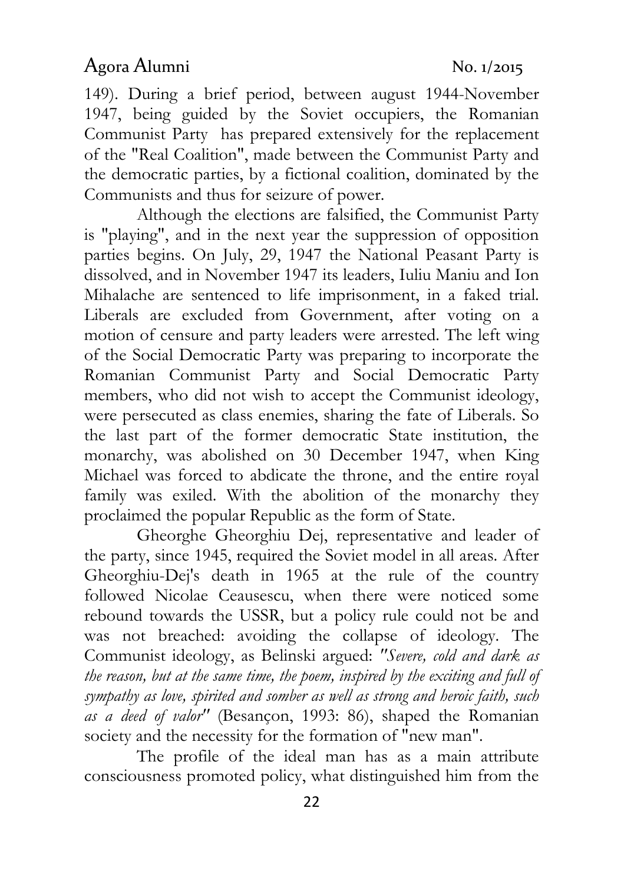149). During a brief period, between august 1944-November 1947, being guided by the Soviet occupiers, the Romanian Communist Party has prepared extensively for the replacement of the "Real Coalition", made between the Communist Party and the democratic parties, by a fictional coalition, dominated by the Communists and thus for seizure of power.

Although the elections are falsified, the Communist Party is "playing", and in the next year the suppression of opposition parties begins. On July, 29, 1947 the National Peasant Party is dissolved, and in November 1947 its leaders, Iuliu Maniu and Ion Mihalache are sentenced to life imprisonment, in a faked trial. Liberals are excluded from Government, after voting on a motion of censure and party leaders were arrested. The left wing of the Social Democratic Party was preparing to incorporate the Romanian Communist Party and Social Democratic Party members, who did not wish to accept the Communist ideology, were persecuted as class enemies, sharing the fate of Liberals. So the last part of the former democratic State institution, the monarchy, was abolished on 30 December 1947, when King Michael was forced to abdicate the throne, and the entire royal family was exiled. With the abolition of the monarchy they proclaimed the popular Republic as the form of State.

Gheorghe Gheorghiu Dej, representative and leader of the party, since 1945, required the Soviet model in all areas. After Gheorghiu-Dej's death in 1965 at the rule of the country followed Nicolae Ceausescu, when there were noticed some rebound towards the USSR, but a policy rule could not be and was not breached: avoiding the collapse of ideology. The Communist ideology, as Belinski argued: *"Severe, cold and dark as the reason, but at the same time, the poem, inspired by the exciting and full of sympathy as love, spirited and somber as well as strong and heroic faith, such as a deed of valor"* (Besançon, 1993: 86), shaped the Romanian society and the necessity for the formation of "new man".

The profile of the ideal man has as a main attribute consciousness promoted policy, what distinguished him from the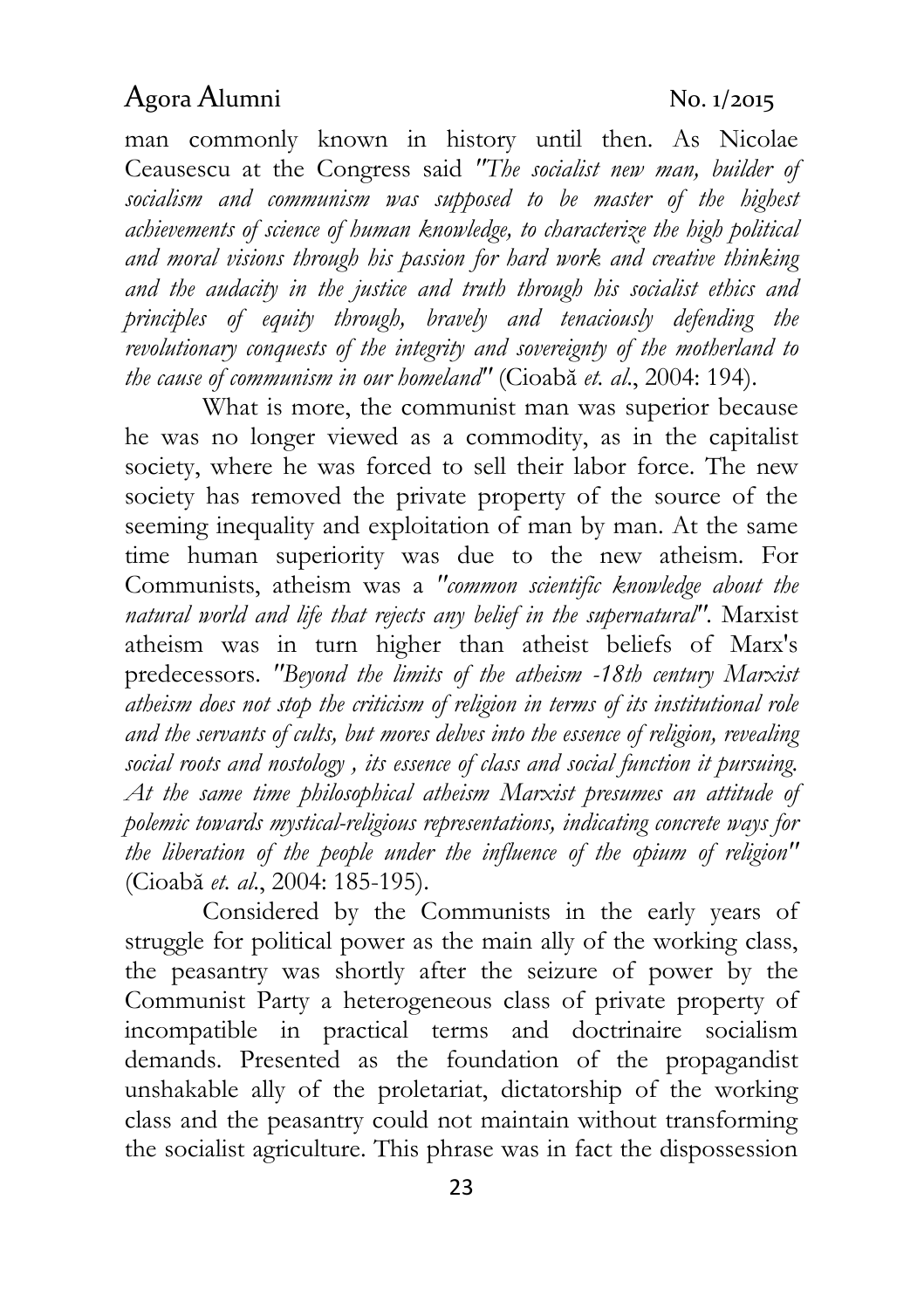man commonly known in history until then. As Nicolae Ceausescu at the Congress said *"The socialist new man, builder of socialism and communism was supposed to be master of the highest achievements of science of human knowledge, to characterize the high political and moral visions through his passion for hard work and creative thinking and the audacity in the justice and truth through his socialist ethics and principles of equity through, bravely and tenaciously defending the revolutionary conquests of the integrity and sovereignty of the motherland to the cause of communism in our homeland"* (Cioabă *et. al.*, 2004: 194).

What is more, the communist man was superior because he was no longer viewed as a commodity, as in the capitalist society, where he was forced to sell their labor force. The new society has removed the private property of the source of the seeming inequality and exploitation of man by man. At the same time human superiority was due to the new atheism. For Communists, atheism was a *"common scientific knowledge about the natural world and life that rejects any belief in the supernatural"*. Marxist atheism was in turn higher than atheist beliefs of Marx's predecessors. *"Beyond the limits of the atheism -18th century Marxist atheism does not stop the criticism of religion in terms of its institutional role and the servants of cults, but mores delves into the essence of religion, revealing social roots and nostology , its essence of class and social function it pursuing. At the same time philosophical atheism Marxist presumes an attitude of polemic towards mystical-religious representations, indicating concrete ways for the liberation of the people under the influence of the opium of religion"* (Cioabă *et. al.*, 2004: 185-195).

Considered by the Communists in the early years of struggle for political power as the main ally of the working class, the peasantry was shortly after the seizure of power by the Communist Party a heterogeneous class of private property of incompatible in practical terms and doctrinaire socialism demands. Presented as the foundation of the propagandist unshakable ally of the proletariat, dictatorship of the working class and the peasantry could not maintain without transforming the socialist agriculture. This phrase was in fact the dispossession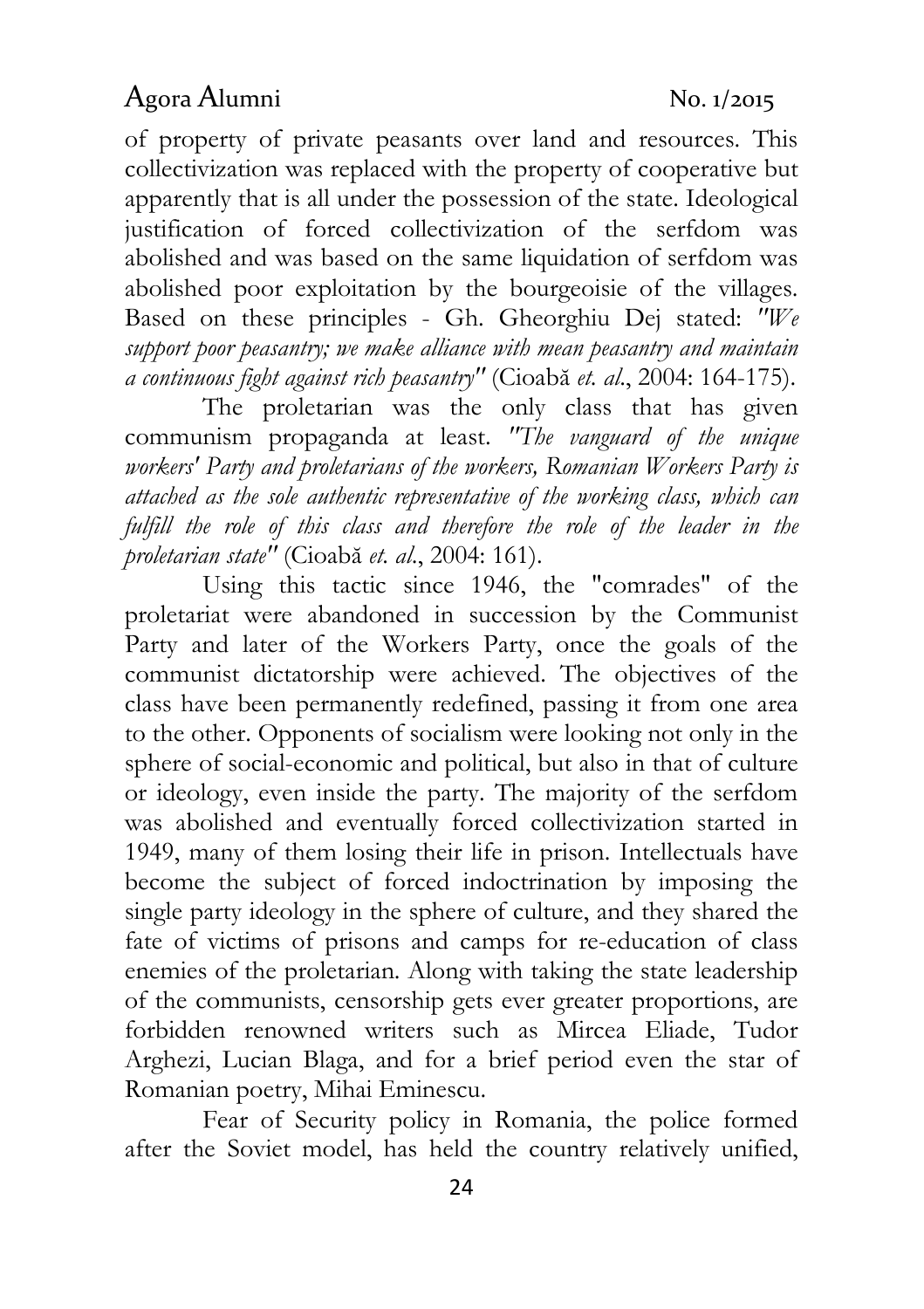of property of private peasants over land and resources. This collectivization was replaced with the property of cooperative but apparently that is all under the possession of the state. Ideological justification of forced collectivization of the serfdom was abolished and was based on the same liquidation of serfdom was abolished poor exploitation by the bourgeoisie of the villages. Based on these principles - Gh. Gheorghiu Dej stated: *"We support poor peasantry; we make alliance with mean peasantry and maintain a continuous fight against rich peasantry"* (Cioabă *et. al.*, 2004: 164-175).

The proletarian was the only class that has given communism propaganda at least. *"The vanguard of the unique workers' Party and proletarians of the workers, Romanian Workers Party is attached as the sole authentic representative of the working class, which can fulfill the role of this class and therefore the role of the leader in the proletarian state"* (Cioabă *et. al.*, 2004: 161).

Using this tactic since 1946, the "comrades" of the proletariat were abandoned in succession by the Communist Party and later of the Workers Party, once the goals of the communist dictatorship were achieved. The objectives of the class have been permanently redefined, passing it from one area to the other. Opponents of socialism were looking not only in the sphere of social-economic and political, but also in that of culture or ideology, even inside the party. The majority of the serfdom was abolished and eventually forced collectivization started in 1949, many of them losing their life in prison. Intellectuals have become the subject of forced indoctrination by imposing the single party ideology in the sphere of culture, and they shared the fate of victims of prisons and camps for re-education of class enemies of the proletarian. Along with taking the state leadership of the communists, censorship gets ever greater proportions, are forbidden renowned writers such as Mircea Eliade, Tudor Arghezi, Lucian Blaga, and for a brief period even the star of Romanian poetry, Mihai Eminescu.

Fear of Security policy in Romania, the police formed after the Soviet model, has held the country relatively unified,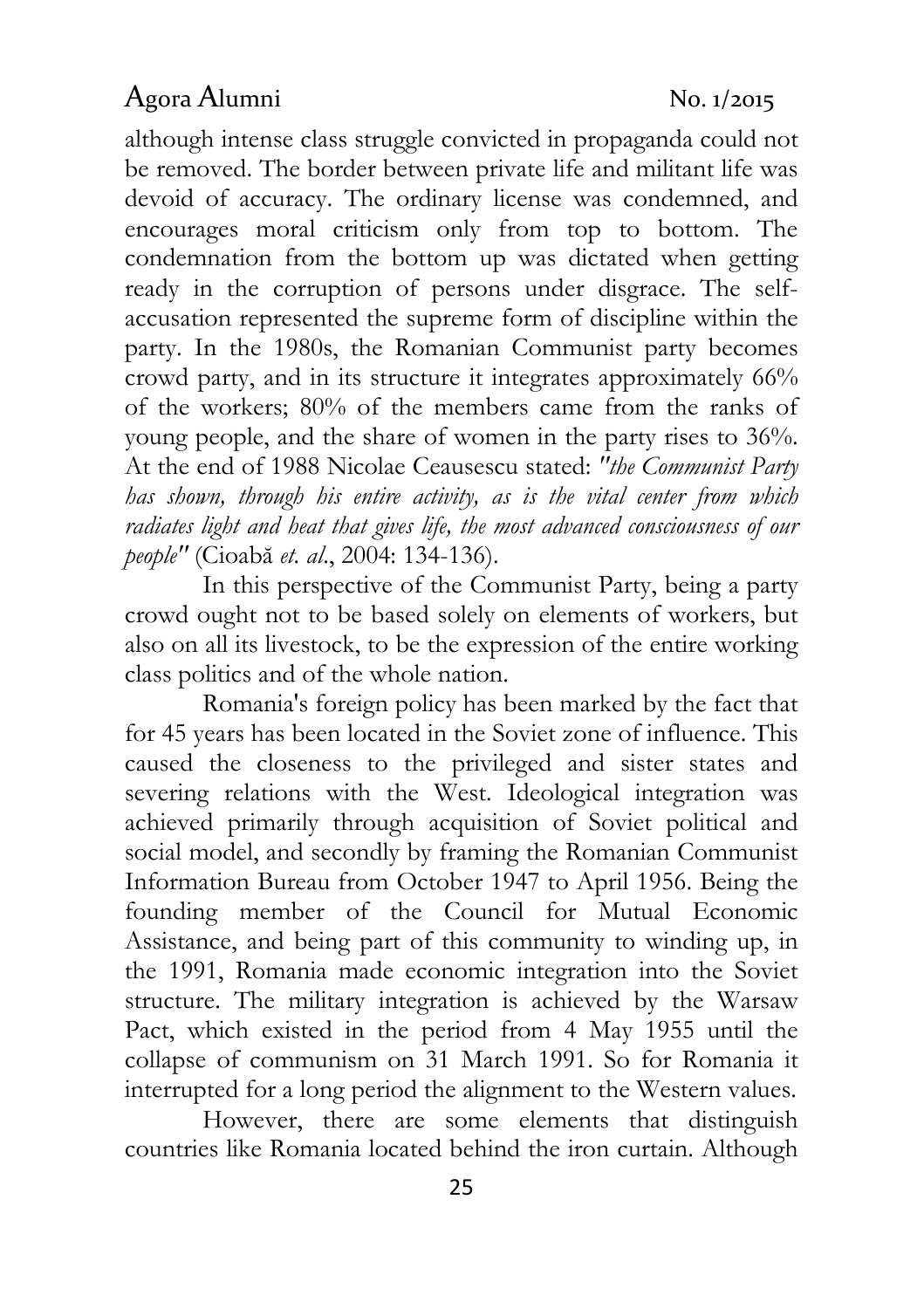although intense class struggle convicted in propaganda could not be removed. The border between private life and militant life was devoid of accuracy. The ordinary license was condemned, and encourages moral criticism only from top to bottom. The condemnation from the bottom up was dictated when getting ready in the corruption of persons under disgrace. The self-accusation represented the supreme form of discipline within the party. In the 1980s, the Romanian Communist party becomes crowd party, and in its structure it integrates approximately 66% of the workers; 80% of the members came from the ranks of young people, and the share of women in the party rises to 36%. At the end of 1988 Nicolae Ceausescu stated: *"the Communist Party has shown, through his entire activity, as is the vital center from which radiates light and heat that gives life, the most advanced consciousness of our people"* (Cioabă *et. al*., 2004: 134-136).

In this perspective of the Communist Party, being a party crowd ought not to be based solely on elements of workers, but also on all its livestock, to be the expression of the entire working class politics and of the whole nation.

Romania's foreign policy has been marked by the fact that for 45 years has been located in the Soviet zone of influence. This caused the closeness to the privileged and sister states and severing relations with the West. Ideological integration was achieved primarily through acquisition of Soviet political and social model, and secondly by framing the Romanian Communist Information Bureau from October 1947 to April 1956. Being the founding member of the Council for Mutual Economic Assistance, and being part of this community to winding up, in the 1991, Romania made economic integration into the Soviet structure. The military integration is achieved by the Warsaw Pact, which existed in the period from 4 May 1955 until the collapse of communism on 31 March 1991. So for Romania it interrupted for a long period the alignment to the Western values.

However, there are some elements that distinguish countries like Romania located behind the iron curtain. Although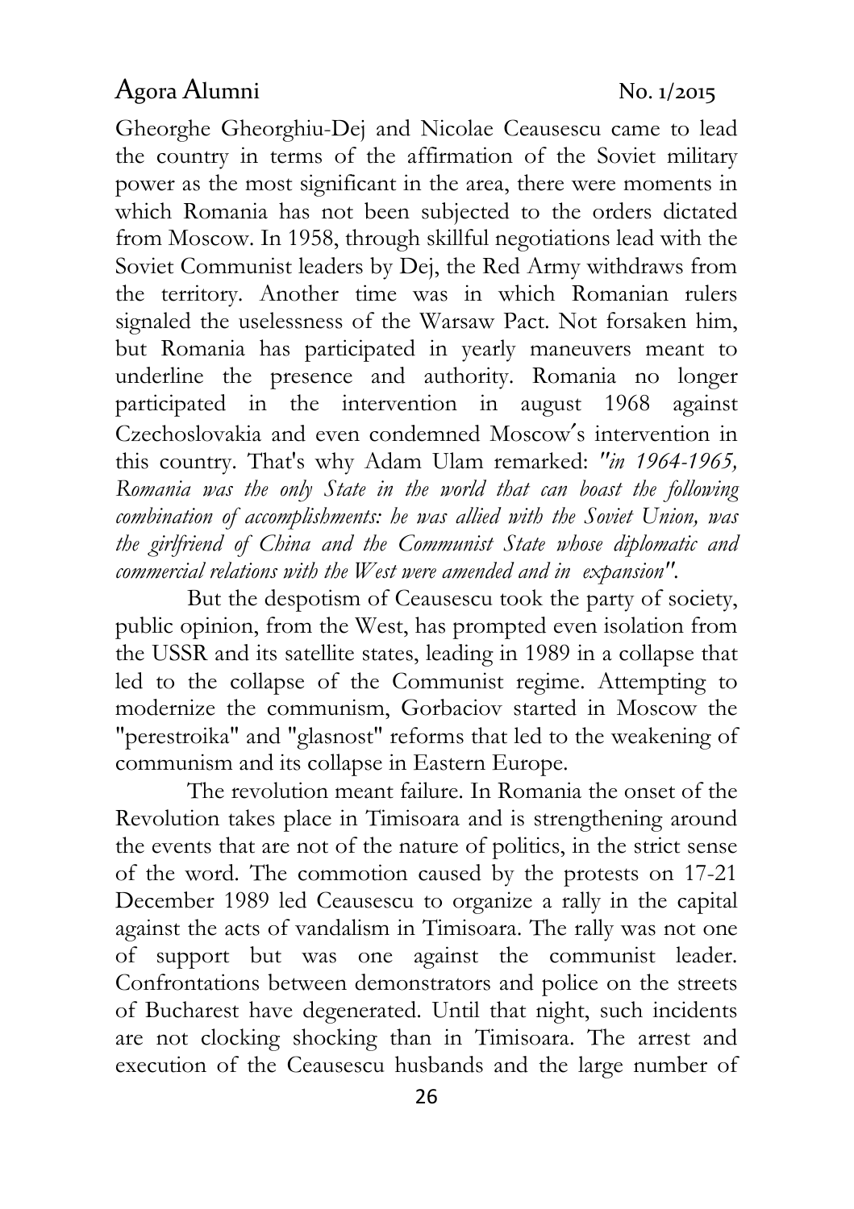Gheorghe Gheorghiu-Dej and Nicolae Ceausescu came to lead the country in terms of the affirmation of the Soviet military power as the most significant in the area, there were moments in which Romania has not been subjected to the orders dictated from Moscow. In 1958, through skillful negotiations lead with the Soviet Communist leaders by Dej, the Red Army withdraws from the territory. Another time was in which Romanian rulers signaled the uselessness of the Warsaw Pact. Not forsaken him, but Romania has participated in yearly maneuvers meant to underline the presence and authority. Romania no longer participated in the intervention in august 1968 against Czechoslovakia and even condemned Moscow's intervention in this country. That's why Adam Ulam remarked: *"in 1964-1965, Romania was the only State in the world that can boast the following combination of accomplishments: he was allied with the Soviet Union, was the girlfriend of China and the Communist State whose diplomatic and commercial relations with the West were amended and in expansion"*.

But the despotism of Ceausescu took the party of society, public opinion, from the West, has prompted even isolation from the USSR and its satellite states, leading in 1989 in a collapse that led to the collapse of the Communist regime. Attempting to modernize the communism, Gorbaciov started in Moscow the "perestroika" and "glasnost" reforms that led to the weakening of communism and its collapse in Eastern Europe.

The revolution meant failure. In Romania the onset of the Revolution takes place in Timisoara and is strengthening around the events that are not of the nature of politics, in the strict sense of the word. The commotion caused by the protests on 17-21 December 1989 led Ceausescu to organize a rally in the capital against the acts of vandalism in Timisoara. The rally was not one of support but was one against the communist leader. Confrontations between demonstrators and police on the streets of Bucharest have degenerated. Until that night, such incidents are not clocking shocking than in Timisoara. The arrest and execution of the Ceausescu husbands and the large number of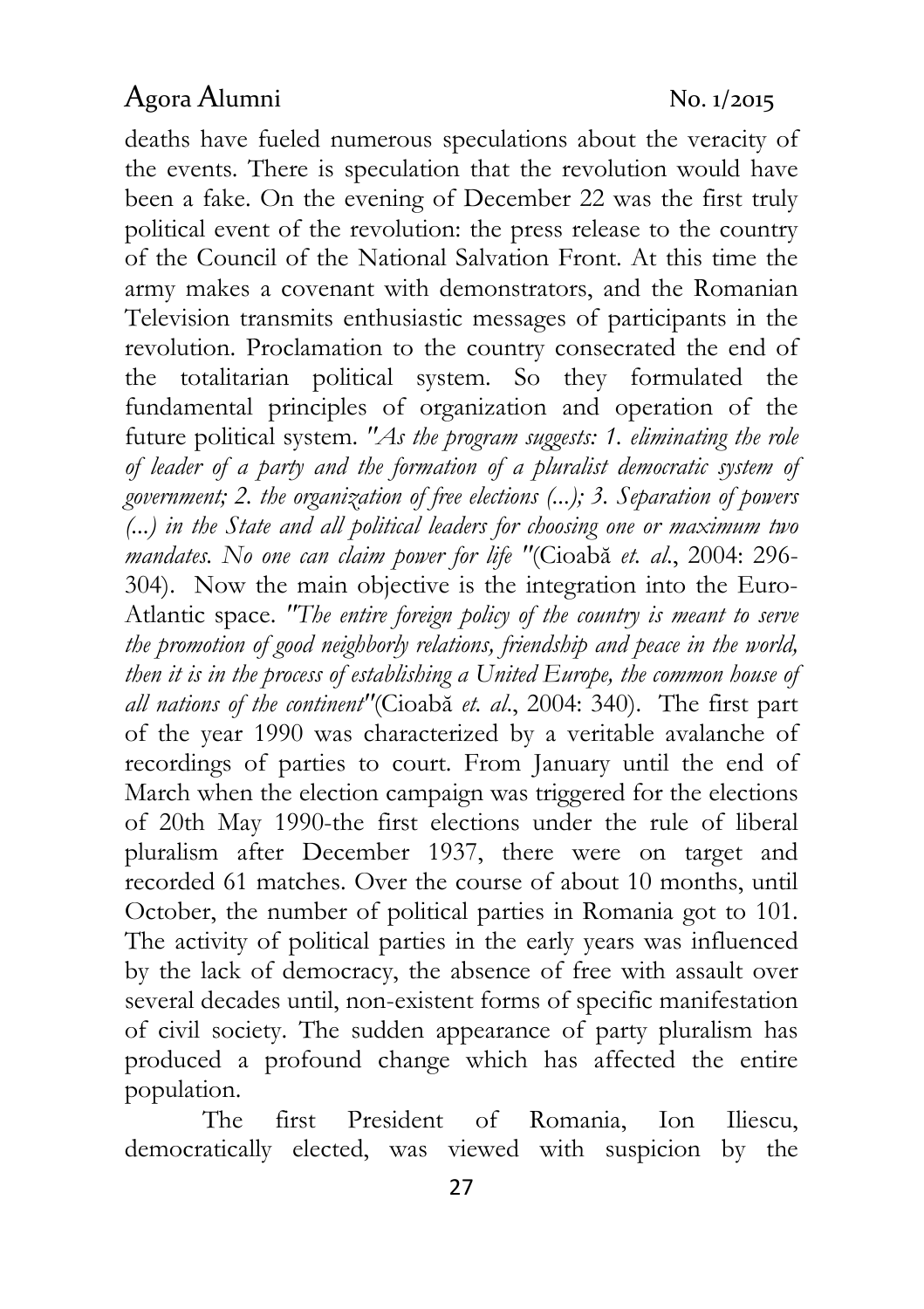deaths have fueled numerous speculations about the veracity of the events. There is speculation that the revolution would have been a fake. On the evening of December 22 was the first truly political event of the revolution: the press release to the country of the Council of the National Salvation Front. At this time the army makes a covenant with demonstrators, and the Romanian Television transmits enthusiastic messages of participants in the revolution. Proclamation to the country consecrated the end of the totalitarian political system. So they formulated the fundamental principles of organization and operation of the future political system. *"As the program suggests: 1. eliminating the role of leader of a party and the formation of a pluralist democratic system of government; 2. the organization of free elections (...); 3. Separation of powers (...) in the State and all political leaders for choosing one or maximum two mandates. No one can claim power for life "*(Cioabă *et. al.*, 2004: 296-304). Now the main objective is the integration into the Euro-Atlantic space. *"The entire foreign policy of the country is meant to serve the promotion of good neighborly relations, friendship and peace in the world, then it is in the process of establishing a United Europe, the common house of all nations of the continent"*(Cioabă *et. al.*, 2004: 340). The first part of the year 1990 was characterized by a veritable avalanche of recordings of parties to court. From January until the end of March when the election campaign was triggered for the elections of 20th May 1990-the first elections under the rule of liberal pluralism after December 1937, there were on target and recorded 61 matches. Over the course of about 10 months, until October, the number of political parties in Romania got to 101. The activity of political parties in the early years was influenced by the lack of democracy, the absence of free with assault over several decades until, non-existent forms of specific manifestation of civil society. The sudden appearance of party pluralism has produced a profound change which has affected the entire population.

The first President of Romania, Ion Iliescu, democratically elected, was viewed with suspicion by the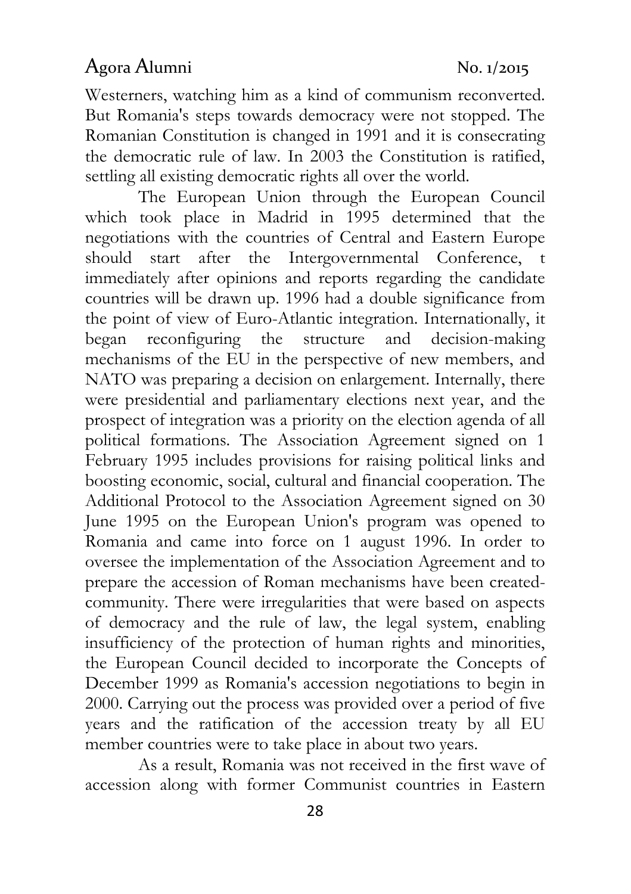Westerners, watching him as a kind of communism reconverted. But Romania's steps towards democracy were not stopped. The Romanian Constitution is changed in 1991 and it is consecrating the democratic rule of law. In 2003 the Constitution is ratified, settling all existing democratic rights all over the world.

The European Union through the European Council which took place in Madrid in 1995 determined that the negotiations with the countries of Central and Eastern Europe should start after the Intergovernmental Conference, t immediately after opinions and reports regarding the candidate countries will be drawn up. 1996 had a double significance from the point of view of Euro-Atlantic integration. Internationally, it began reconfiguring the structure and decision-making mechanisms of the EU in the perspective of new members, and NATO was preparing a decision on enlargement. Internally, there were presidential and parliamentary elections next year, and the prospect of integration was a priority on the election agenda of all political formations. The Association Agreement signed on 1 February 1995 includes provisions for raising political links and boosting economic, social, cultural and financial cooperation. The Additional Protocol to the Association Agreement signed on 30 June 1995 on the European Union's program was opened to Romania and came into force on 1 august 1996. In order to oversee the implementation of the Association Agreement and to prepare the accession of Roman mechanisms have been created-community. There were irregularities that were based on aspects of democracy and the rule of law, the legal system, enabling insufficiency of the protection of human rights and minorities, the European Council decided to incorporate the Concepts of December 1999 as Romania's accession negotiations to begin in 2000. Carrying out the process was provided over a period of five years and the ratification of the accession treaty by all EU member countries were to take place in about two years.

As a result, Romania was not received in the first wave of accession along with former Communist countries in Eastern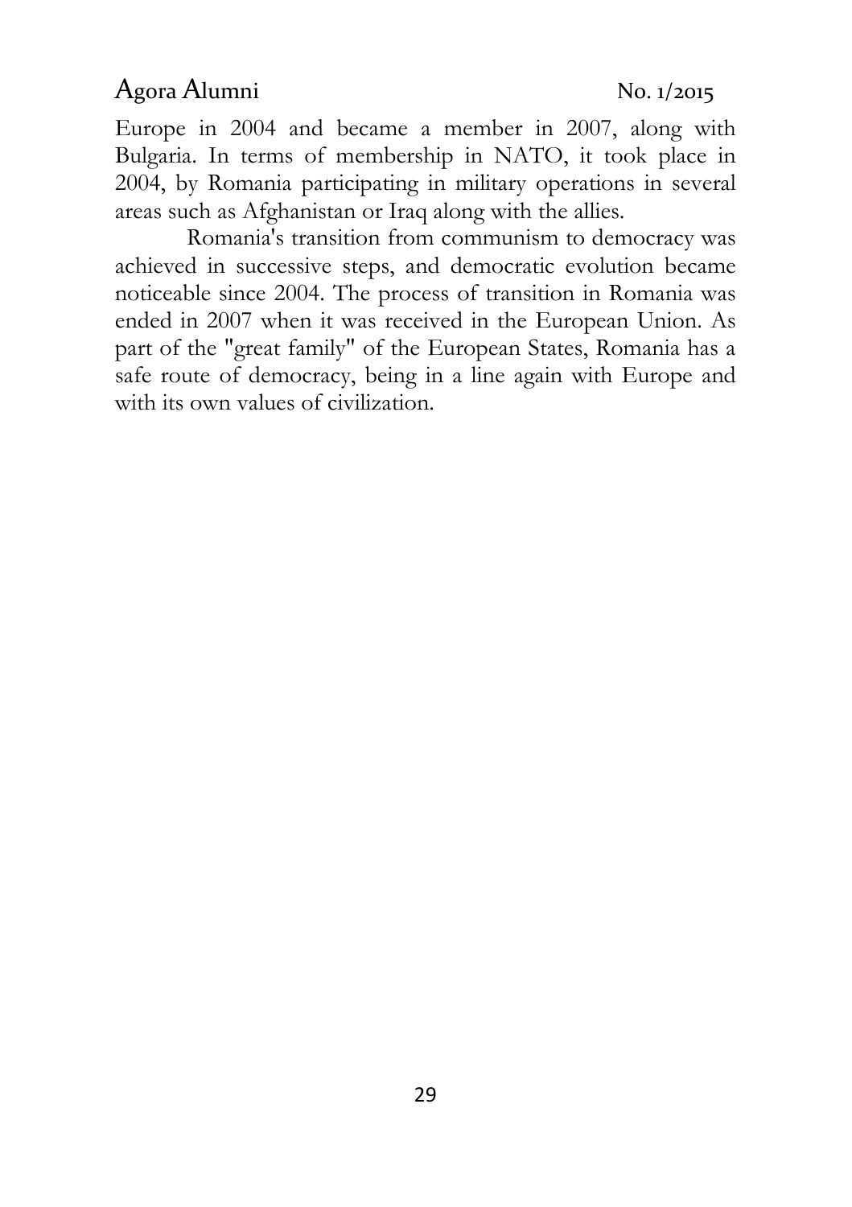Europe in 2004 and became a member in 2007, along with Bulgaria. In terms of membership in NATO, it took place in 2004, by Romania participating in military operations in several areas such as Afghanistan or Iraq along with the allies.

Romania's transition from communism to democracy was achieved in successive steps, and democratic evolution became noticeable since 2004. The process of transition in Romania was ended in 2007 when it was received in the European Union. As part of the "great family" of the European States, Romania has a safe route of democracy, being in a line again with Europe and with its own values of civilization.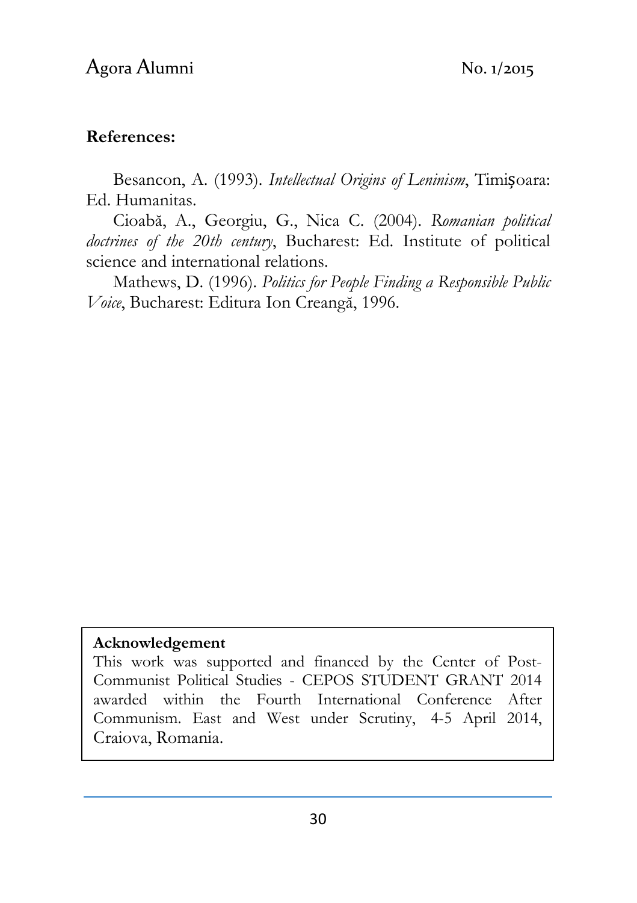**References:**

Besancon, A. (1993). *Intellectual Origins of Leninism*, Timișoara: Ed. Humanitas.

Cioabă, A., Georgiu, G., Nica C. (2004). R*omanian political doctrines of the 20th century*, Bucharest: Ed. Institute of political science and international relations.

Mathews, D. (1996). *Politics for People Finding a Responsible Public Voice*, Bucharest: Editura Ion Creangă, 1996.

**Acknowledgement**

This work was supported and financed by the Center of Post-Communist Political Studies - CEPOS STUDENT GRANT 2014 awarded within the Fourth International Conference After Communism. East and West under Scrutiny, 4-5 April 2014, Craiova, Romania.